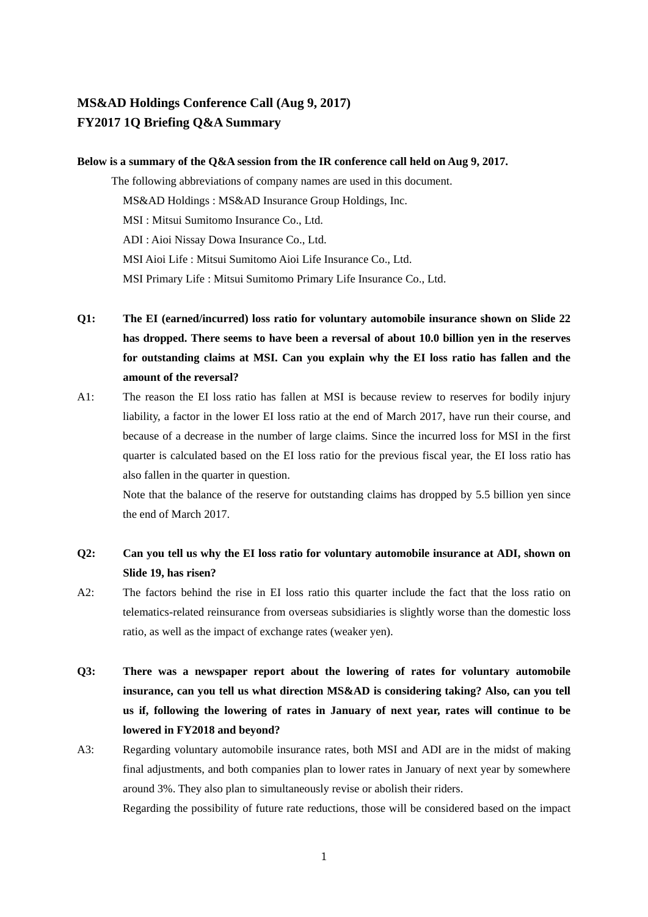# MS&AD Holdings Conference Call (Aug 9, 2017)
# FY2017 1Q Briefing Q&A Summary

**Below is a summary of the Q&A session from the IR conference call held on Aug 9, 2017.**

The following abbreviations of company names are used in this document.

MS&AD Holdings : MS&AD Insurance Group Holdings, Inc.
MSI : Mitsui Sumitomo Insurance Co., Ltd.
ADI : Aioi Nissay Dowa Insurance Co., Ltd.
MSI Aioi Life : Mitsui Sumitomo Aioi Life Insurance Co., Ltd.
MSI Primary Life : Mitsui Sumitomo Primary Life Insurance Co., Ltd.

**Q1: The EI (earned/incurred) loss ratio for voluntary automobile insurance shown on Slide 22 has dropped. There seems to have been a reversal of about 10.0 billion yen in the reserves for outstanding claims at MSI. Can you explain why the EI loss ratio has fallen and the amount of the reversal?**

A1: The reason the EI loss ratio has fallen at MSI is because review to reserves for bodily injury liability, a factor in the lower EI loss ratio at the end of March 2017, have run their course, and because of a decrease in the number of large claims. Since the incurred loss for MSI in the first quarter is calculated based on the EI loss ratio for the previous fiscal year, the EI loss ratio has also fallen in the quarter in question.

Note that the balance of the reserve for outstanding claims has dropped by 5.5 billion yen since the end of March 2017.

**Q2: Can you tell us why the EI loss ratio for voluntary automobile insurance at ADI, shown on Slide 19, has risen?**

A2: The factors behind the rise in EI loss ratio this quarter include the fact that the loss ratio on telematics-related reinsurance from overseas subsidiaries is slightly worse than the domestic loss ratio, as well as the impact of exchange rates (weaker yen).

**Q3: There was a newspaper report about the lowering of rates for voluntary automobile insurance, can you tell us what direction MS&AD is considering taking? Also, can you tell us if, following the lowering of rates in January of next year, rates will continue to be lowered in FY2018 and beyond?**

A3: Regarding voluntary automobile insurance rates, both MSI and ADI are in the midst of making final adjustments, and both companies plan to lower rates in January of next year by somewhere around 3%. They also plan to simultaneously revise or abolish their riders.

Regarding the possibility of future rate reductions, those will be considered based on the impact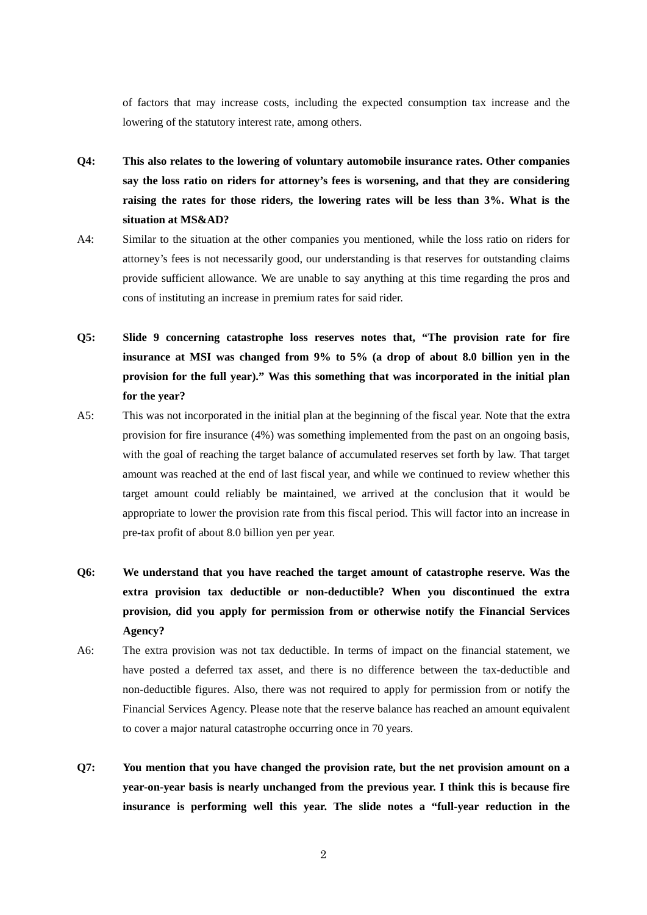of factors that may increase costs, including the expected consumption tax increase and the lowering of the statutory interest rate, among others.

**Q4: This also relates to the lowering of voluntary automobile insurance rates. Other companies say the loss ratio on riders for attorney's fees is worsening, and that they are considering raising the rates for those riders, the lowering rates will be less than 3%. What is the situation at MS&AD?**

A4: Similar to the situation at the other companies you mentioned, while the loss ratio on riders for attorney's fees is not necessarily good, our understanding is that reserves for outstanding claims provide sufficient allowance. We are unable to say anything at this time regarding the pros and cons of instituting an increase in premium rates for said rider.

**Q5: Slide 9 concerning catastrophe loss reserves notes that, "The provision rate for fire insurance at MSI was changed from 9% to 5% (a drop of about 8.0 billion yen in the provision for the full year)." Was this something that was incorporated in the initial plan for the year?**

A5: This was not incorporated in the initial plan at the beginning of the fiscal year. Note that the extra provision for fire insurance (4%) was something implemented from the past on an ongoing basis, with the goal of reaching the target balance of accumulated reserves set forth by law. That target amount was reached at the end of last fiscal year, and while we continued to review whether this target amount could reliably be maintained, we arrived at the conclusion that it would be appropriate to lower the provision rate from this fiscal period. This will factor into an increase in pre-tax profit of about 8.0 billion yen per year.

**Q6: We understand that you have reached the target amount of catastrophe reserve. Was the extra provision tax deductible or non-deductible? When you discontinued the extra provision, did you apply for permission from or otherwise notify the Financial Services Agency?**

A6: The extra provision was not tax deductible. In terms of impact on the financial statement, we have posted a deferred tax asset, and there is no difference between the tax-deductible and non-deductible figures. Also, there was not required to apply for permission from or notify the Financial Services Agency. Please note that the reserve balance has reached an amount equivalent to cover a major natural catastrophe occurring once in 70 years.

**Q7: You mention that you have changed the provision rate, but the net provision amount on a year-on-year basis is nearly unchanged from the previous year. I think this is because fire insurance is performing well this year. The slide notes a "full-year reduction in the**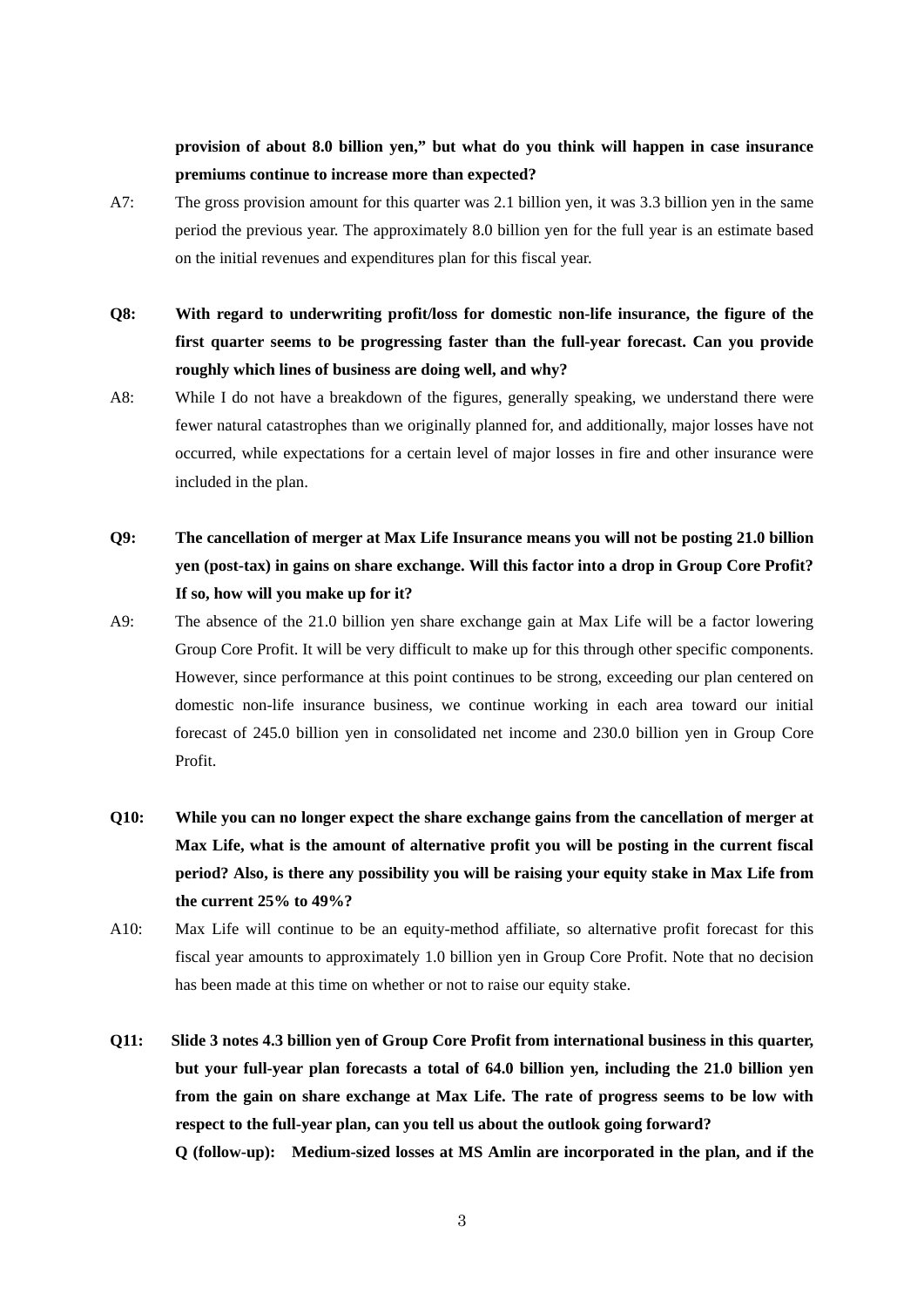**provision of about 8.0 billion yen," but what do you think will happen in case insurance premiums continue to increase more than expected?**

A7: The gross provision amount for this quarter was 2.1 billion yen, it was 3.3 billion yen in the same period the previous year. The approximately 8.0 billion yen for the full year is an estimate based on the initial revenues and expenditures plan for this fiscal year.

**Q8: With regard to underwriting profit/loss for domestic non-life insurance, the figure of the first quarter seems to be progressing faster than the full-year forecast. Can you provide roughly which lines of business are doing well, and why?**

A8: While I do not have a breakdown of the figures, generally speaking, we understand there were fewer natural catastrophes than we originally planned for, and additionally, major losses have not occurred, while expectations for a certain level of major losses in fire and other insurance were included in the plan.

**Q9: The cancellation of merger at Max Life Insurance means you will not be posting 21.0 billion yen (post-tax) in gains on share exchange. Will this factor into a drop in Group Core Profit? If so, how will you make up for it?**

A9: The absence of the 21.0 billion yen share exchange gain at Max Life will be a factor lowering Group Core Profit. It will be very difficult to make up for this through other specific components. However, since performance at this point continues to be strong, exceeding our plan centered on domestic non-life insurance business, we continue working in each area toward our initial forecast of 245.0 billion yen in consolidated net income and 230.0 billion yen in Group Core Profit.

**Q10: While you can no longer expect the share exchange gains from the cancellation of merger at Max Life, what is the amount of alternative profit you will be posting in the current fiscal period? Also, is there any possibility you will be raising your equity stake in Max Life from the current 25% to 49%?**

A10: Max Life will continue to be an equity-method affiliate, so alternative profit forecast for this fiscal year amounts to approximately 1.0 billion yen in Group Core Profit. Note that no decision has been made at this time on whether or not to raise our equity stake.

**Q11: Slide 3 notes 4.3 billion yen of Group Core Profit from international business in this quarter, but your full-year plan forecasts a total of 64.0 billion yen, including the 21.0 billion yen from the gain on share exchange at Max Life. The rate of progress seems to be low with respect to the full-year plan, can you tell us about the outlook going forward?**

**Q (follow-up): Medium-sized losses at MS Amlin are incorporated in the plan, and if the**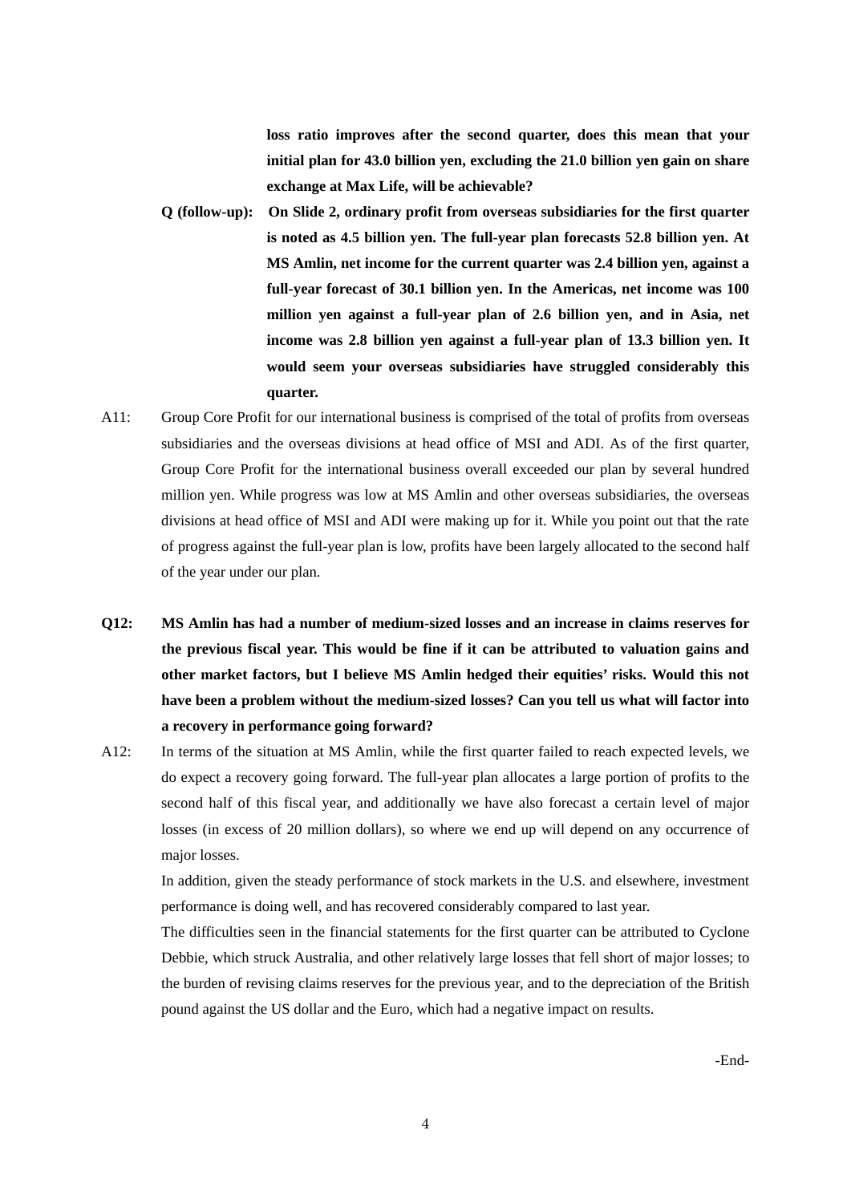**loss ratio improves after the second quarter, does this mean that your initial plan for 43.0 billion yen, excluding the 21.0 billion yen gain on share exchange at Max Life, will be achievable?**

**Q (follow-up): On Slide 2, ordinary profit from overseas subsidiaries for the first quarter is noted as 4.5 billion yen. The full-year plan forecasts 52.8 billion yen. At MS Amlin, net income for the current quarter was 2.4 billion yen, against a full-year forecast of 30.1 billion yen. In the Americas, net income was 100 million yen against a full-year plan of 2.6 billion yen, and in Asia, net income was 2.8 billion yen against a full-year plan of 13.3 billion yen. It would seem your overseas subsidiaries have struggled considerably this quarter.**

A11: Group Core Profit for our international business is comprised of the total of profits from overseas subsidiaries and the overseas divisions at head office of MSI and ADI. As of the first quarter, Group Core Profit for the international business overall exceeded our plan by several hundred million yen. While progress was low at MS Amlin and other overseas subsidiaries, the overseas divisions at head office of MSI and ADI were making up for it. While you point out that the rate of progress against the full-year plan is low, profits have been largely allocated to the second half of the year under our plan.

**Q12: MS Amlin has had a number of medium-sized losses and an increase in claims reserves for the previous fiscal year. This would be fine if it can be attributed to valuation gains and other market factors, but I believe MS Amlin hedged their equities' risks. Would this not have been a problem without the medium-sized losses? Can you tell us what will factor into a recovery in performance going forward?**

A12: In terms of the situation at MS Amlin, while the first quarter failed to reach expected levels, we do expect a recovery going forward. The full-year plan allocates a large portion of profits to the second half of this fiscal year, and additionally we have also forecast a certain level of major losses (in excess of 20 million dollars), so where we end up will depend on any occurrence of major losses.

In addition, given the steady performance of stock markets in the U.S. and elsewhere, investment performance is doing well, and has recovered considerably compared to last year.

The difficulties seen in the financial statements for the first quarter can be attributed to Cyclone Debbie, which struck Australia, and other relatively large losses that fell short of major losses; to the burden of revising claims reserves for the previous year, and to the depreciation of the British pound against the US dollar and the Euro, which had a negative impact on results.

-End-